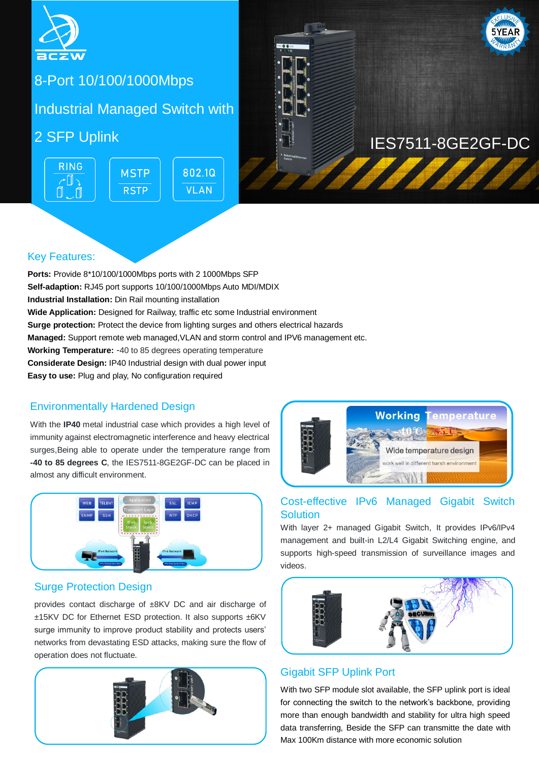BCZW

# 8-Port 10/100/1000Mbps Industrial Managed Switch with 2 SFP Uplink

RING | MSTP RSTP | 802.1Q VLAN

IES7511-8GE2GF-DC

## Key Features:

**Ports:** Provide 8*10/100/1000Mbps ports with 2 1000Mbps SFP
**Self-adaption:** RJ45 port supports 10/100/1000Mbps Auto MDI/MDIX
**Industrial Installation:** Din Rail mounting installation
**Wide Application:** Designed for Railway, traffic etc some Industrial environment
**Surge protection:** Protect the device from lighting surges and others electrical hazards
**Managed:** Support remote web managed,VLAN and storm control and IPV6 management etc.
**Working Temperature:** -40 to 85 degrees operating temperature
**Considerate Design:** IP40 Industrial design with dual power input
**Easy to use:** Plug and play, No configuration required

## Environmentally Hardened Design

With the **IP40** metal industrial case which provides a high level of immunity against electromagnetic interference and heavy electrical surges,Being able to operate under the temperature range from **-40 to 85 degrees C**, the IES7511-8GE2GF-DC can be placed in almost any difficult environment.

## Cost-effective IPv6 Managed Gigabit Switch Solution

With layer 2+ managed Gigabit Switch, It provides IPv6/IPv4 management and built-in L2/L4 Gigabit Switching engine, and supports high-speed transmission of surveillance images and videos.

## Surge Protection Design

provides contact discharge of ±8KV DC and air discharge of ±15KV DC for Ethernet ESD protection. It also supports ±6KV surge immunity to improve product stability and protects users' networks from devastating ESD attacks, making sure the flow of operation does not fluctuate.

## Gigabit SFP Uplink Port

With two SFP module slot available, the SFP uplink port is ideal for connecting the switch to the network's backbone, providing more than enough bandwidth and stability for ultra high speed data transferring, Beside the SFP can transmitte the date with Max 100Km distance with more economic solution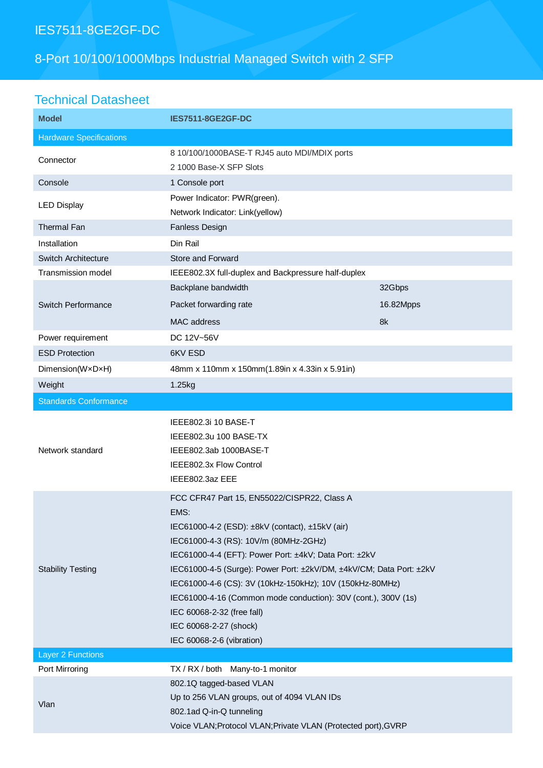# IES7511-8GE2GF-DC

## 8-Port 10/100/1000Mbps Industrial Managed Switch with 2 SFP

## Technical Datasheet

| Model | IES7511-8GE2GF-DC | |
|---|---|---|
| **Hardware Specifications** | | |
| Connector | 8 10/100/1000BASE-T RJ45 auto MDI/MDIX ports<br>2 1000 Base-X SFP Slots | |
| Console | 1 Console port | |
| LED Display | Power Indicator: PWR(green).<br>Network Indicator: Link(yellow) | |
| Thermal Fan | Fanless Design | |
| Installation | Din Rail | |
| Switch Architecture | Store and Forward | |
| Transmission model | IEEE802.3X full-duplex and Backpressure half-duplex | |
| Switch Performance | Backplane bandwidth | 32Gbps |
| | Packet forwarding rate | 16.82Mpps |
| | MAC address | 8k |
| Power requirement | DC 12V~56V | |
| ESD Protection | 6KV ESD | |
| Dimension(W×D×H) | 48mm x 110mm x 150mm(1.89in x 4.33in x 5.91in) | |
| Weight | 1.25kg | |
| **Standards Conformance** | | |
| Network standard | IEEE802.3i 10 BASE-T<br>IEEE802.3u 100 BASE-TX<br>IEEE802.3ab 1000BASE-T<br>IEEE802.3x Flow Control<br>IEEE802.3az EEE | |
| Stability Testing | FCC CFR47 Part 15, EN55022/CISPR22, Class A<br>EMS:<br>IEC61000-4-2 (ESD): ±8kV (contact), ±15kV (air)<br>IEC61000-4-3 (RS): 10V/m (80MHz-2GHz)<br>IEC61000-4-4 (EFT): Power Port: ±4kV; Data Port: ±2kV<br>IEC61000-4-5 (Surge): Power Port: ±2kV/DM, ±4kV/CM; Data Port: ±2kV<br>IEC61000-4-6 (CS): 3V (10kHz-150kHz); 10V (150kHz-80MHz)<br>IEC61000-4-16 (Common mode conduction): 30V (cont.), 300V (1s)<br>IEC 60068-2-32 (free fall)<br>IEC 60068-2-27 (shock)<br>IEC 60068-2-6 (vibration) | |
| **Layer 2 Functions** | | |
| Port Mirroring | TX / RX / both Many-to-1 monitor | |
| Vlan | 802.1Q tagged-based VLAN<br>Up to 256 VLAN groups, out of 4094 VLAN IDs<br>802.1ad Q-in-Q tunneling<br>Voice VLAN;Protocol VLAN;Private VLAN (Protected port),GVRP | |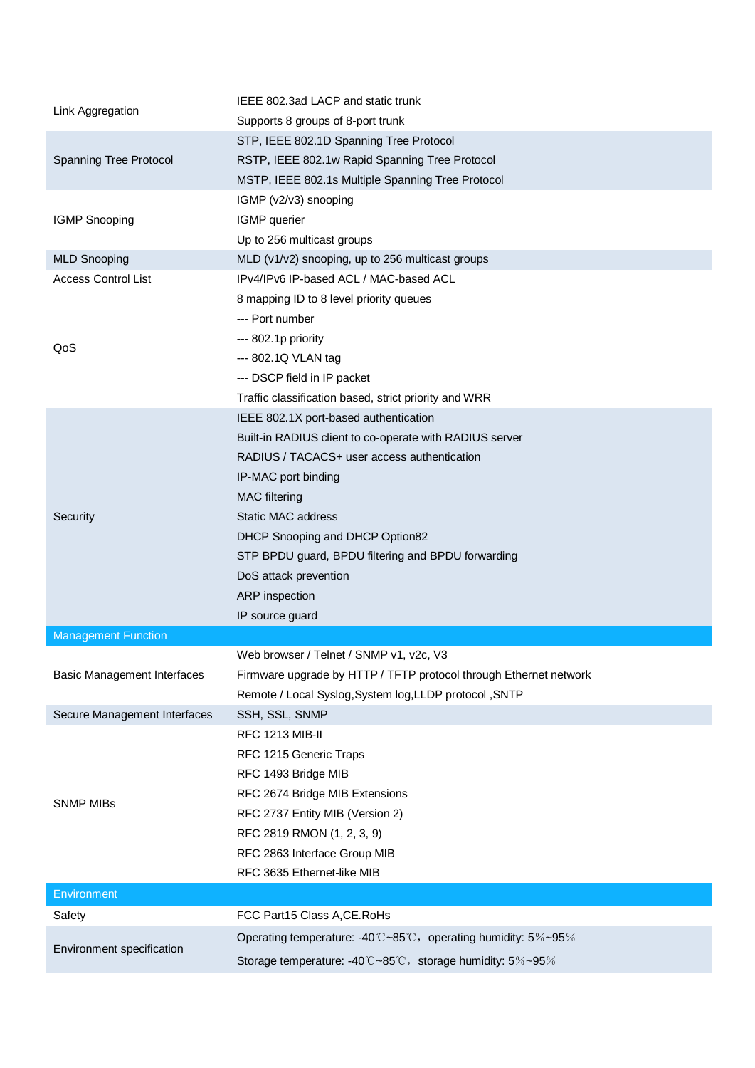| | |
|---|---|
| Link Aggregation | IEEE 802.3ad LACP and static trunk<br>Supports 8 groups of 8-port trunk |
| Spanning Tree Protocol | STP, IEEE 802.1D Spanning Tree Protocol<br>RSTP, IEEE 802.1w Rapid Spanning Tree Protocol<br>MSTP, IEEE 802.1s Multiple Spanning Tree Protocol |
| IGMP Snooping | IGMP (v2/v3) snooping<br>IGMP querier<br>Up to 256 multicast groups |
| MLD Snooping | MLD (v1/v2) snooping, up to 256 multicast groups |
| Access Control List | IPv4/IPv6 IP-based ACL / MAC-based ACL |
| QoS | 8 mapping ID to 8 level priority queues<br>--- Port number<br>--- 802.1p priority<br>--- 802.1Q VLAN tag<br>--- DSCP field in IP packet<br>Traffic classification based, strict priority and WRR |
| Security | IEEE 802.1X port-based authentication<br>Built-in RADIUS client to co-operate with RADIUS server<br>RADIUS / TACACS+ user access authentication<br>IP-MAC port binding<br>MAC filtering<br>Static MAC address<br>DHCP Snooping and DHCP Option82<br>STP BPDU guard, BPDU filtering and BPDU forwarding<br>DoS attack prevention<br>ARP inspection<br>IP source guard |
| **Management Function** | |
| Basic Management Interfaces | Web browser / Telnet / SNMP v1, v2c, V3<br>Firmware upgrade by HTTP / TFTP protocol through Ethernet network<br>Remote / Local Syslog,System log,LLDP protocol ,SNTP |
| Secure Management Interfaces | SSH, SSL, SNMP |
| SNMP MIBs | RFC 1213 MIB-II<br>RFC 1215 Generic Traps<br>RFC 1493 Bridge MIB<br>RFC 2674 Bridge MIB Extensions<br>RFC 2737 Entity MIB (Version 2)<br>RFC 2819 RMON (1, 2, 3, 9)<br>RFC 2863 Interface Group MIB<br>RFC 3635 Ethernet-like MIB |
| **Environment** | |
| Safety | FCC Part15 Class A,CE.RoHs |
| Environment specification | Operating temperature: -40℃~85℃，operating humidity: 5%~95%<br>Storage temperature: -40℃~85℃，storage humidity: 5%~95% |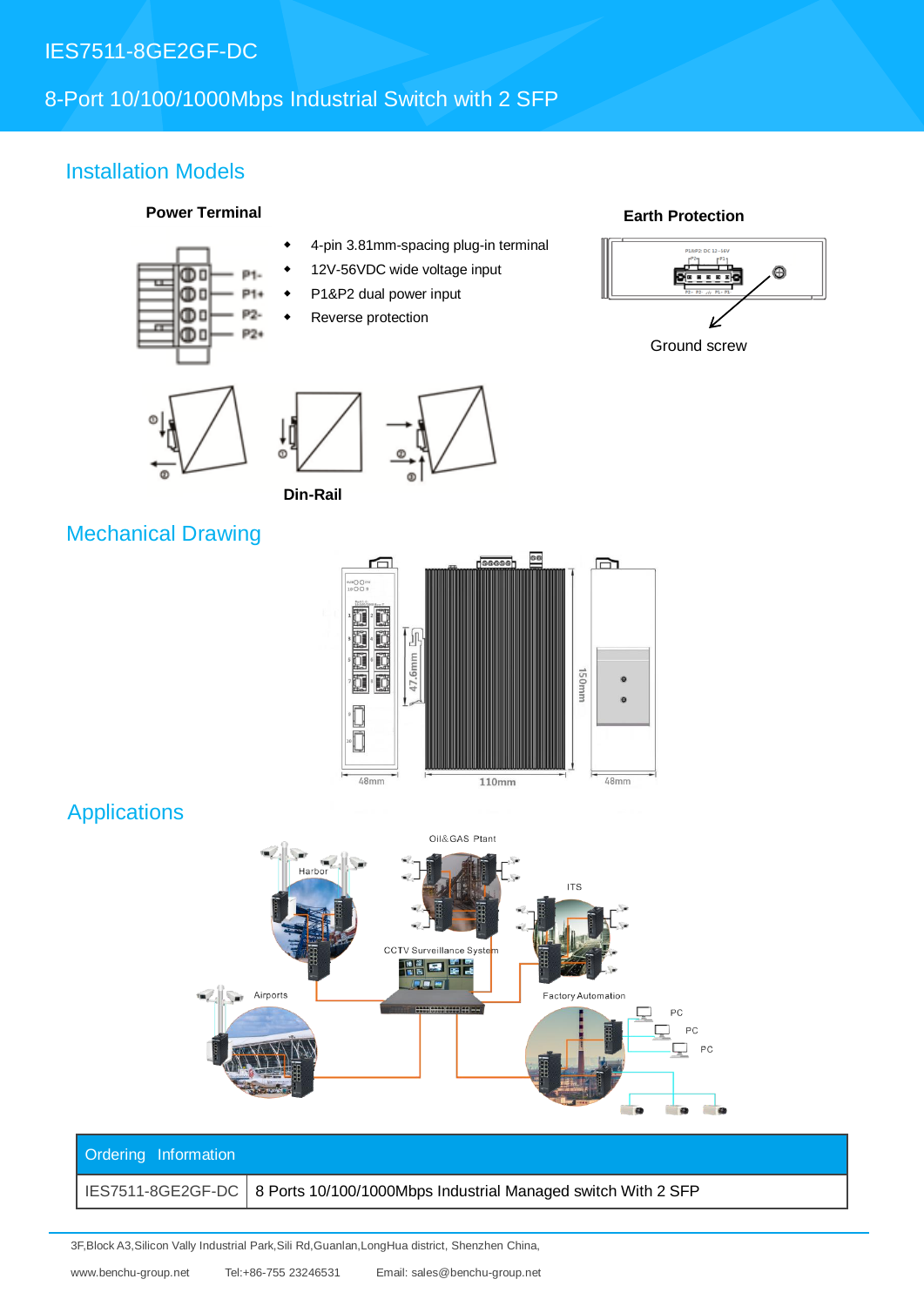# IES7511-8GE2GF-DC

## 8-Port 10/100/1000Mbps Industrial Switch with 2 SFP

## Installation Models

**Power Terminal**

- 4-pin 3.81mm-spacing plug-in terminal
- 12V-56VDC wide voltage input
- P1&P2 dual power input
- Reverse protection

**Earth Protection**

Ground screw

**Din-Rail**

## Mechanical Drawing

47.6mm

150mm

48mm

110mm

48mm

## Applications

Oil&GAS Plant

Harbor

ITS

CCTV Surveillance System

Airports

Factory Automation

PC

PC

PC

| Ordering Information | |
|---|---|
| IES7511-8GE2GF-DC | 8 Ports 10/100/1000Mbps Industrial Managed switch With 2 SFP |

3F,Block A3,Silicon Vally Industrial Park,Sili Rd,Guanlan,LongHua district, Shenzhen China,

www.benchu-group.net Tel:+86-755 23246531 Email: sales@benchu-group.net